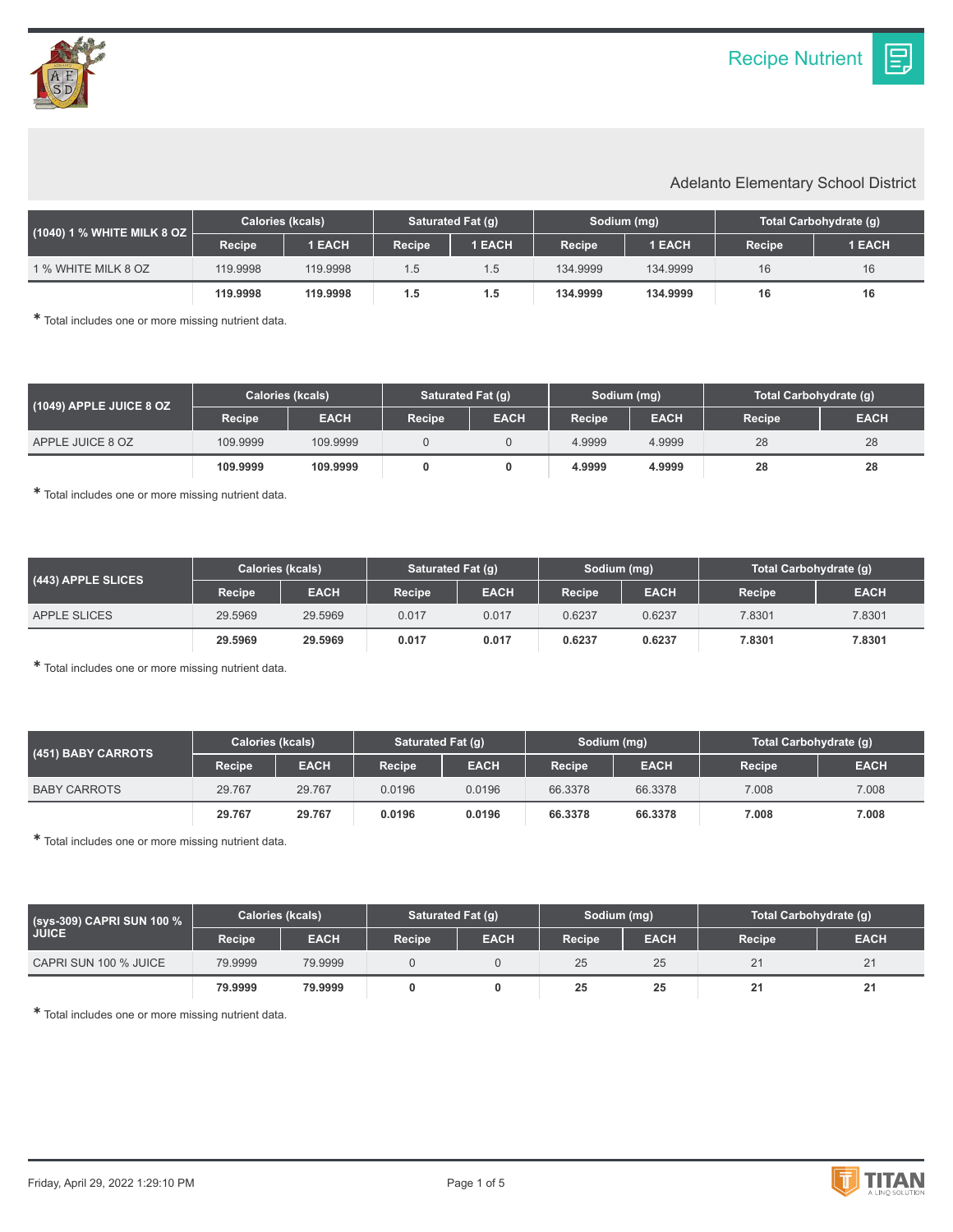# Recipe Nutrient

Adelanto Elementary School District

| (1040) 1 % WHITE MILK 8 OZ | Calories (kcals) | | Saturated Fat (g) | | Sodium (mg) | | Total Carbohydrate (g) | |
|---|---|---|---|---|---|---|---|---|
| | Recipe | 1 EACH | Recipe | 1 EACH | Recipe | 1 EACH | Recipe | 1 EACH |
| 1 % WHITE MILK 8 OZ | 119.9998 | 119.9998 | 1.5 | 1.5 | 134.9999 | 134.9999 | 16 | 16 |
| | **119.9998** | **119.9998** | **1.5** | **1.5** | **134.9999** | **134.9999** | **16** | **16** |

* Total includes one or more missing nutrient data.

| (1049) APPLE JUICE 8 OZ | Calories (kcals) | | Saturated Fat (g) | | Sodium (mg) | | Total Carbohydrate (g) | |
|---|---|---|---|---|---|---|---|---|
| | Recipe | EACH | Recipe | EACH | Recipe | EACH | Recipe | EACH |
| APPLE JUICE 8 OZ | 109.9999 | 109.9999 | 0 | 0 | 4.9999 | 4.9999 | 28 | 28 |
| | **109.9999** | **109.9999** | **0** | **0** | **4.9999** | **4.9999** | **28** | **28** |

* Total includes one or more missing nutrient data.

| (443) APPLE SLICES | Calories (kcals) | | Saturated Fat (g) | | Sodium (mg) | | Total Carbohydrate (g) | |
|---|---|---|---|---|---|---|---|---|
| | Recipe | EACH | Recipe | EACH | Recipe | EACH | Recipe | EACH |
| APPLE SLICES | 29.5969 | 29.5969 | 0.017 | 0.017 | 0.6237 | 0.6237 | 7.8301 | 7.8301 |
| | **29.5969** | **29.5969** | **0.017** | **0.017** | **0.6237** | **0.6237** | **7.8301** | **7.8301** |

* Total includes one or more missing nutrient data.

| (451) BABY CARROTS | Calories (kcals) | | Saturated Fat (g) | | Sodium (mg) | | Total Carbohydrate (g) | |
|---|---|---|---|---|---|---|---|---|
| | Recipe | EACH | Recipe | EACH | Recipe | EACH | Recipe | EACH |
| BABY CARROTS | 29.767 | 29.767 | 0.0196 | 0.0196 | 66.3378 | 66.3378 | 7.008 | 7.008 |
| | **29.767** | **29.767** | **0.0196** | **0.0196** | **66.3378** | **66.3378** | **7.008** | **7.008** |

* Total includes one or more missing nutrient data.

| (sys-309) CAPRI SUN 100 % JUICE | Calories (kcals) | | Saturated Fat (g) | | Sodium (mg) | | Total Carbohydrate (g) | |
|---|---|---|---|---|---|---|---|---|
| | Recipe | EACH | Recipe | EACH | Recipe | EACH | Recipe | EACH |
| CAPRI SUN 100 % JUICE | 79.9999 | 79.9999 | 0 | 0 | 25 | 25 | 21 | 21 |
| | **79.9999** | **79.9999** | **0** | **0** | **25** | **25** | **21** | **21** |

* Total includes one or more missing nutrient data.

Friday, April 29, 2022 1:29:10 PM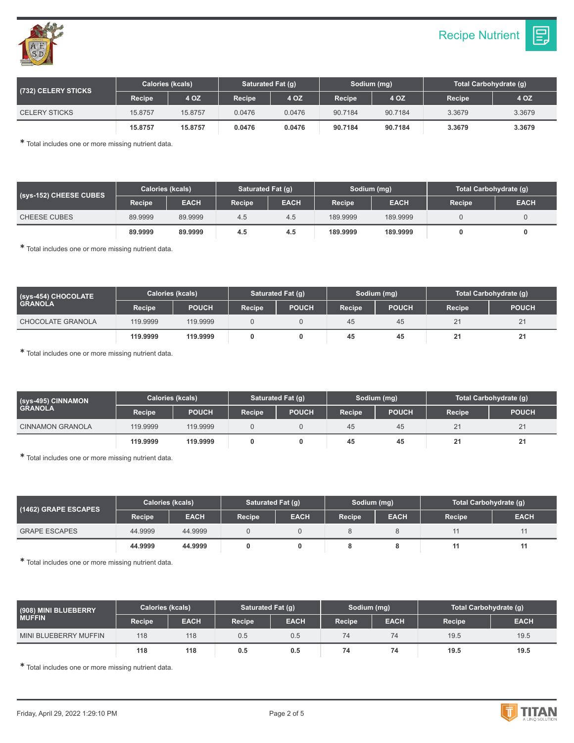## Recipe Nutrient

| (732) CELERY STICKS | Calories (kcals) | | Saturated Fat (g) | | Sodium (mg) | | Total Carbohydrate (g) | |
|---|---|---|---|---|---|---|---|---|
| | Recipe | 4 OZ | Recipe | 4 OZ | Recipe | 4 OZ | Recipe | 4 OZ |
| CELERY STICKS | 15.8757 | 15.8757 | 0.0476 | 0.0476 | 90.7184 | 90.7184 | 3.3679 | 3.3679 |
| | **15.8757** | **15.8757** | **0.0476** | **0.0476** | **90.7184** | **90.7184** | **3.3679** | **3.3679** |

* Total includes one or more missing nutrient data.

| (sys-152) CHEESE CUBES | Calories (kcals) | | Saturated Fat (g) | | Sodium (mg) | | Total Carbohydrate (g) | |
|---|---|---|---|---|---|---|---|---|
| | Recipe | EACH | Recipe | EACH | Recipe | EACH | Recipe | EACH |
| CHEESE CUBES | 89.9999 | 89.9999 | 4.5 | 4.5 | 189.9999 | 189.9999 | 0 | 0 |
| | **89.9999** | **89.9999** | **4.5** | **4.5** | **189.9999** | **189.9999** | **0** | **0** |

* Total includes one or more missing nutrient data.

| (sys-454) CHOCOLATE GRANOLA | Calories (kcals) | | Saturated Fat (g) | | Sodium (mg) | | Total Carbohydrate (g) | |
|---|---|---|---|---|---|---|---|---|
| | Recipe | POUCH | Recipe | POUCH | Recipe | POUCH | Recipe | POUCH |
| CHOCOLATE GRANOLA | 119.9999 | 119.9999 | 0 | 0 | 45 | 45 | 21 | 21 |
| | **119.9999** | **119.9999** | **0** | **0** | **45** | **45** | **21** | **21** |

* Total includes one or more missing nutrient data.

| (sys-495) CINNAMON GRANOLA | Calories (kcals) | | Saturated Fat (g) | | Sodium (mg) | | Total Carbohydrate (g) | |
|---|---|---|---|---|---|---|---|---|
| | Recipe | POUCH | Recipe | POUCH | Recipe | POUCH | Recipe | POUCH |
| CINNAMON GRANOLA | 119.9999 | 119.9999 | 0 | 0 | 45 | 45 | 21 | 21 |
| | **119.9999** | **119.9999** | **0** | **0** | **45** | **45** | **21** | **21** |

* Total includes one or more missing nutrient data.

| (1462) GRAPE ESCAPES | Calories (kcals) | | Saturated Fat (g) | | Sodium (mg) | | Total Carbohydrate (g) | |
|---|---|---|---|---|---|---|---|---|
| | Recipe | EACH | Recipe | EACH | Recipe | EACH | Recipe | EACH |
| GRAPE ESCAPES | 44.9999 | 44.9999 | 0 | 0 | 8 | 8 | 11 | 11 |
| | **44.9999** | **44.9999** | **0** | **0** | **8** | **8** | **11** | **11** |

* Total includes one or more missing nutrient data.

| (908) MINI BLUEBERRY MUFFIN | Calories (kcals) | | Saturated Fat (g) | | Sodium (mg) | | Total Carbohydrate (g) | |
|---|---|---|---|---|---|---|---|---|
| | Recipe | EACH | Recipe | EACH | Recipe | EACH | Recipe | EACH |
| MINI BLUEBERRY MUFFIN | 118 | 118 | 0.5 | 0.5 | 74 | 74 | 19.5 | 19.5 |
| | **118** | **118** | **0.5** | **0.5** | **74** | **74** | **19.5** | **19.5** |

* Total includes one or more missing nutrient data.

Friday, April 29, 2022 1:29:10 PM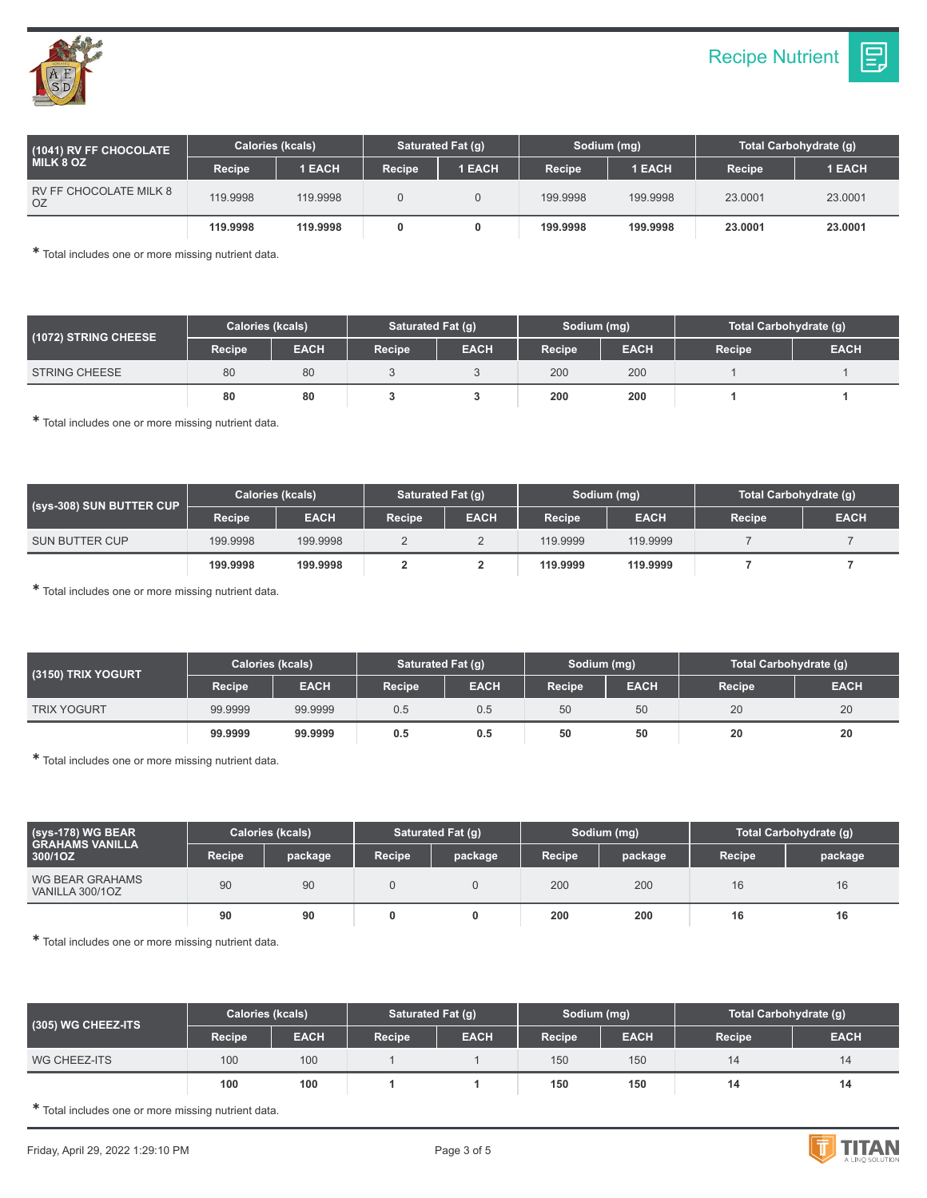## Recipe Nutrient

| (1041) RV FF CHOCOLATE MILK 8 OZ | Calories (kcals) | | Saturated Fat (g) | | Sodium (mg) | | Total Carbohydrate (g) | |
|---|---|---|---|---|---|---|---|---|
| | Recipe | 1 EACH | Recipe | 1 EACH | Recipe | 1 EACH | Recipe | 1 EACH |
| RV FF CHOCOLATE MILK 8 OZ | 119.9998 | 119.9998 | 0 | 0 | 199.9998 | 199.9998 | 23.0001 | 23.0001 |
| | **119.9998** | **119.9998** | **0** | **0** | **199.9998** | **199.9998** | **23.0001** | **23.0001** |

* Total includes one or more missing nutrient data.

| (1072) STRING CHEESE | Calories (kcals) | | Saturated Fat (g) | | Sodium (mg) | | Total Carbohydrate (g) | |
|---|---|---|---|---|---|---|---|---|
| | Recipe | EACH | Recipe | EACH | Recipe | EACH | Recipe | EACH |
| STRING CHEESE | 80 | 80 | 3 | 3 | 200 | 200 | 1 | 1 |
| | **80** | **80** | **3** | **3** | **200** | **200** | **1** | **1** |

* Total includes one or more missing nutrient data.

| (sys-308) SUN BUTTER CUP | Calories (kcals) | | Saturated Fat (g) | | Sodium (mg) | | Total Carbohydrate (g) | |
|---|---|---|---|---|---|---|---|---|
| | Recipe | EACH | Recipe | EACH | Recipe | EACH | Recipe | EACH |
| SUN BUTTER CUP | 199.9998 | 199.9998 | 2 | 2 | 119.9999 | 119.9999 | 7 | 7 |
| | **199.9998** | **199.9998** | **2** | **2** | **119.9999** | **119.9999** | **7** | **7** |

* Total includes one or more missing nutrient data.

| (3150) TRIX YOGURT | Calories (kcals) | | Saturated Fat (g) | | Sodium (mg) | | Total Carbohydrate (g) | |
|---|---|---|---|---|---|---|---|---|
| | Recipe | EACH | Recipe | EACH | Recipe | EACH | Recipe | EACH |
| TRIX YOGURT | 99.9999 | 99.9999 | 0.5 | 0.5 | 50 | 50 | 20 | 20 |
| | **99.9999** | **99.9999** | **0.5** | **0.5** | **50** | **50** | **20** | **20** |

* Total includes one or more missing nutrient data.

| (sys-178) WG BEAR GRAHAMS VANILLA 300/1OZ | Calories (kcals) | | Saturated Fat (g) | | Sodium (mg) | | Total Carbohydrate (g) | |
|---|---|---|---|---|---|---|---|---|
| | Recipe | package | Recipe | package | Recipe | package | Recipe | package |
| WG BEAR GRAHAMS VANILLA 300/1OZ | 90 | 90 | 0 | 0 | 200 | 200 | 16 | 16 |
| | **90** | **90** | **0** | **0** | **200** | **200** | **16** | **16** |

* Total includes one or more missing nutrient data.

| (305) WG CHEEZ-ITS | Calories (kcals) | | Saturated Fat (g) | | Sodium (mg) | | Total Carbohydrate (g) | |
|---|---|---|---|---|---|---|---|---|
| | Recipe | EACH | Recipe | EACH | Recipe | EACH | Recipe | EACH |
| WG CHEEZ-ITS | 100 | 100 | 1 | 1 | 150 | 150 | 14 | 14 |
| | **100** | **100** | **1** | **1** | **150** | **150** | **14** | **14** |

* Total includes one or more missing nutrient data.

Friday, April 29, 2022 1:29:10 PM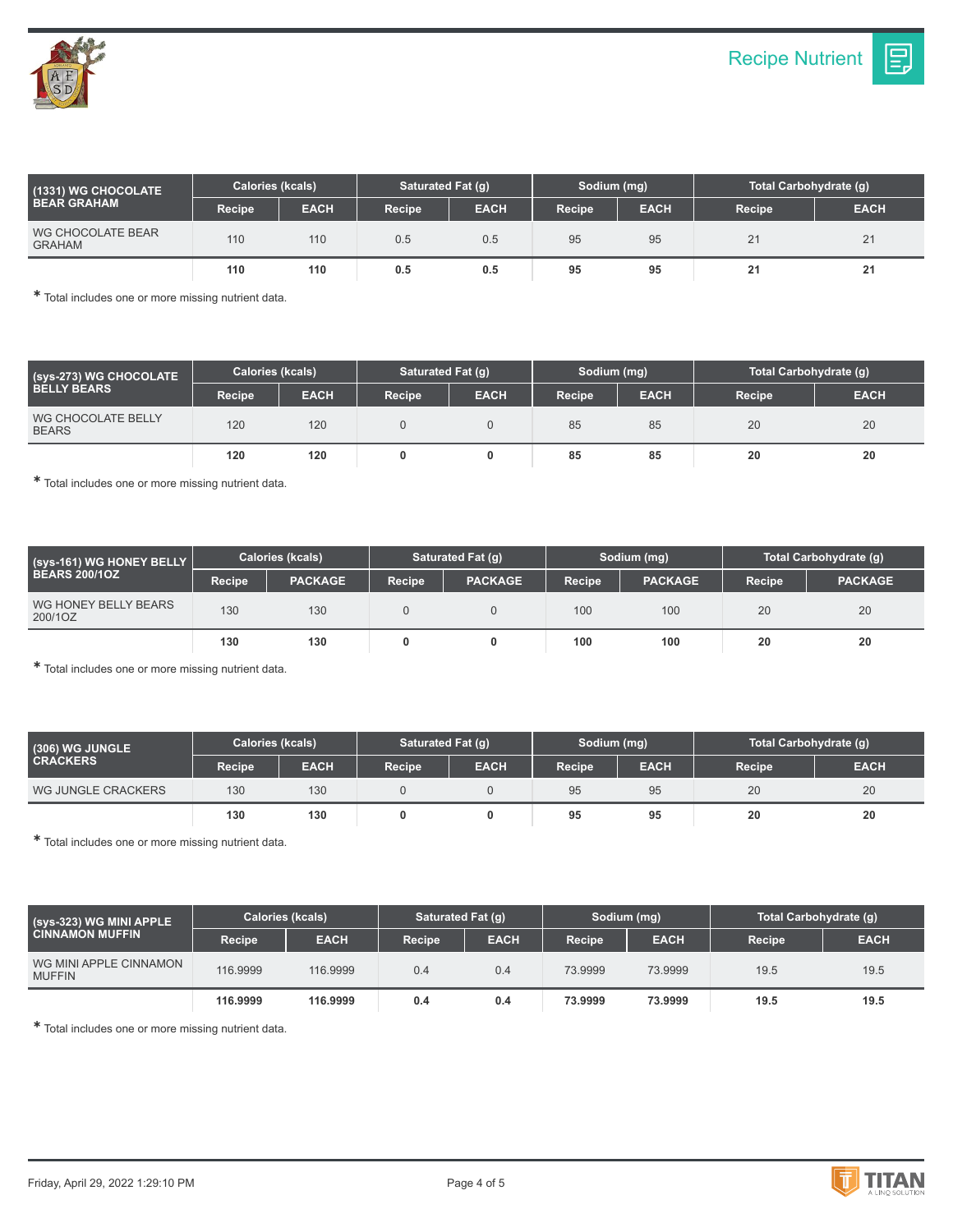## Recipe Nutrient

| (1331) WG CHOCOLATE BEAR GRAHAM | Calories (kcals) | | Saturated Fat (g) | | Sodium (mg) | | Total Carbohydrate (g) | |
|---|---|---|---|---|---|---|---|---|
| | Recipe | EACH | Recipe | EACH | Recipe | EACH | Recipe | EACH |
| WG CHOCOLATE BEAR GRAHAM | 110 | 110 | 0.5 | 0.5 | 95 | 95 | 21 | 21 |
| | **110** | **110** | **0.5** | **0.5** | **95** | **95** | **21** | **21** |

* Total includes one or more missing nutrient data.

| (sys-273) WG CHOCOLATE BELLY BEARS | Calories (kcals) | | Saturated Fat (g) | | Sodium (mg) | | Total Carbohydrate (g) | |
|---|---|---|---|---|---|---|---|---|
| | Recipe | EACH | Recipe | EACH | Recipe | EACH | Recipe | EACH |
| WG CHOCOLATE BELLY BEARS | 120 | 120 | 0 | 0 | 85 | 85 | 20 | 20 |
| | **120** | **120** | **0** | **0** | **85** | **85** | **20** | **20** |

* Total includes one or more missing nutrient data.

| (sys-161) WG HONEY BELLY BEARS 200/1OZ | Calories (kcals) | | Saturated Fat (g) | | Sodium (mg) | | Total Carbohydrate (g) | |
|---|---|---|---|---|---|---|---|---|
| | Recipe | PACKAGE | Recipe | PACKAGE | Recipe | PACKAGE | Recipe | PACKAGE |
| WG HONEY BELLY BEARS 200/1OZ | 130 | 130 | 0 | 0 | 100 | 100 | 20 | 20 |
| | **130** | **130** | **0** | **0** | **100** | **100** | **20** | **20** |

* Total includes one or more missing nutrient data.

| (306) WG JUNGLE CRACKERS | Calories (kcals) | | Saturated Fat (g) | | Sodium (mg) | | Total Carbohydrate (g) | |
|---|---|---|---|---|---|---|---|---|
| | Recipe | EACH | Recipe | EACH | Recipe | EACH | Recipe | EACH |
| WG JUNGLE CRACKERS | 130 | 130 | 0 | 0 | 95 | 95 | 20 | 20 |
| | **130** | **130** | **0** | **0** | **95** | **95** | **20** | **20** |

* Total includes one or more missing nutrient data.

| (sys-323) WG MINI APPLE CINNAMON MUFFIN | Calories (kcals) | | Saturated Fat (g) | | Sodium (mg) | | Total Carbohydrate (g) | |
|---|---|---|---|---|---|---|---|---|
| | Recipe | EACH | Recipe | EACH | Recipe | EACH | Recipe | EACH |
| WG MINI APPLE CINNAMON MUFFIN | 116.9999 | 116.9999 | 0.4 | 0.4 | 73.9999 | 73.9999 | 19.5 | 19.5 |
| | **116.9999** | **116.9999** | **0.4** | **0.4** | **73.9999** | **73.9999** | **19.5** | **19.5** |

* Total includes one or more missing nutrient data.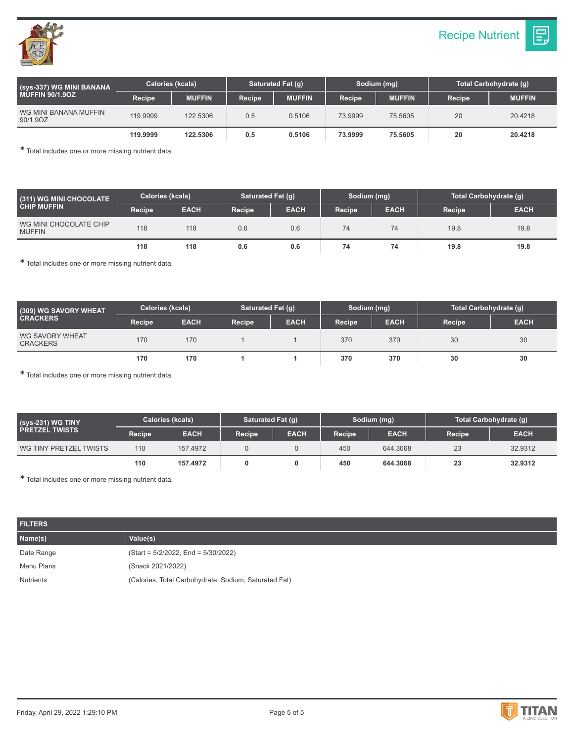## Recipe Nutrient

| (sys-337) WG MINI BANANA MUFFIN 90/1.9OZ | Calories (kcals) | | Saturated Fat (g) | | Sodium (mg) | | Total Carbohydrate (g) | |
|---|---|---|---|---|---|---|---|---|
| | Recipe | MUFFIN | Recipe | MUFFIN | Recipe | MUFFIN | Recipe | MUFFIN |
| WG MINI BANANA MUFFIN 90/1.9OZ | 119.9999 | 122.5306 | 0.5 | 0.5106 | 73.9999 | 75.5605 | 20 | 20.4218 |
| | **119.9999** | **122.5306** | **0.5** | **0.5106** | **73.9999** | **75.5605** | **20** | **20.4218** |

* Total includes one or more missing nutrient data.

| (311) WG MINI CHOCOLATE CHIP MUFFIN | Calories (kcals) | | Saturated Fat (g) | | Sodium (mg) | | Total Carbohydrate (g) | |
|---|---|---|---|---|---|---|---|---|
| | Recipe | EACH | Recipe | EACH | Recipe | EACH | Recipe | EACH |
| WG MINI CHOCOLATE CHIP MUFFIN | 118 | 118 | 0.6 | 0.6 | 74 | 74 | 19.8 | 19.8 |
| | **118** | **118** | **0.6** | **0.6** | **74** | **74** | **19.8** | **19.8** |

* Total includes one or more missing nutrient data.

| (309) WG SAVORY WHEAT CRACKERS | Calories (kcals) | | Saturated Fat (g) | | Sodium (mg) | | Total Carbohydrate (g) | |
|---|---|---|---|---|---|---|---|---|
| | Recipe | EACH | Recipe | EACH | Recipe | EACH | Recipe | EACH |
| WG SAVORY WHEAT CRACKERS | 170 | 170 | 1 | 1 | 370 | 370 | 30 | 30 |
| | **170** | **170** | **1** | **1** | **370** | **370** | **30** | **30** |

* Total includes one or more missing nutrient data.

| (sys-231) WG TINY PRETZEL TWISTS | Calories (kcals) | | Saturated Fat (g) | | Sodium (mg) | | Total Carbohydrate (g) | |
|---|---|---|---|---|---|---|---|---|
| | Recipe | EACH | Recipe | EACH | Recipe | EACH | Recipe | EACH |
| WG TINY PRETZEL TWISTS | 110 | 157.4972 | 0 | 0 | 450 | 644.3068 | 23 | 32.9312 |
| | **110** | **157.4972** | **0** | **0** | **450** | **644.3068** | **23** | **32.9312** |

* Total includes one or more missing nutrient data.

| FILTERS | |
|---|---|
| **Name(s)** | **Value(s)** |
| Date Range | (Start = 5/2/2022, End = 5/30/2022) |
| Menu Plans | (Snack 2021/2022) |
| Nutrients | (Calories, Total Carbohydrate, Sodium, Saturated Fat) |

Friday, April 29, 2022 1:29:10 PM